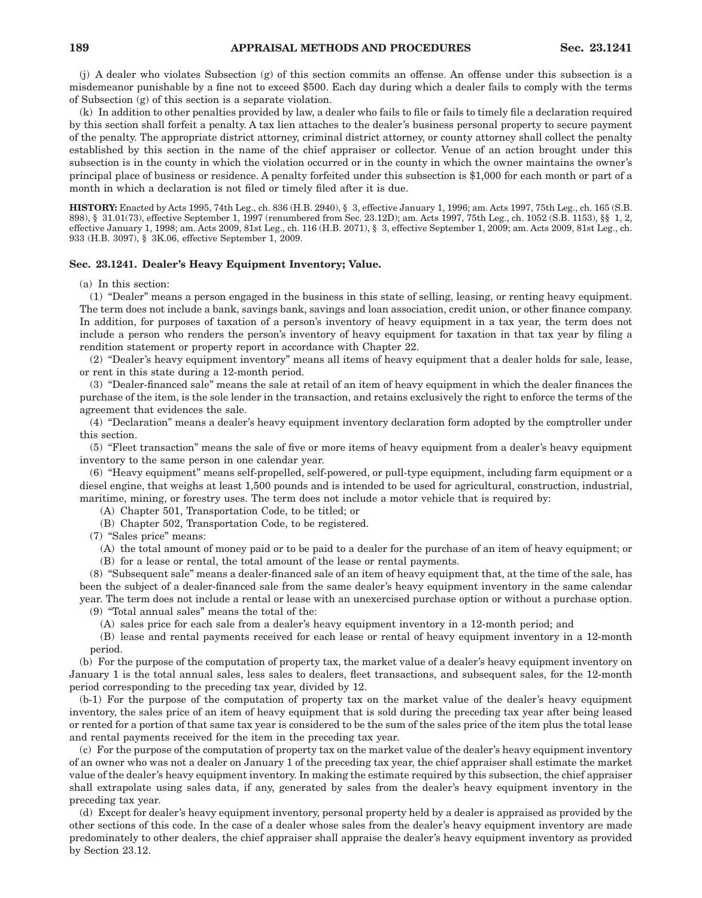(j) A dealer who violates Subsection (g) of this section commits an offense. An offense under this subsection is a misdemeanor punishable by a fine not to exceed $500. Each day during which a dealer fails to comply with the terms of Subsection (g) of this section is a separate violation.

(k) In addition to other penalties provided by law, a dealer who fails to file or fails to timely file a declaration required by this section shall forfeit a penalty. A tax lien attaches to the dealer's business personal property to secure payment of the penalty. The appropriate district attorney, criminal district attorney, or county attorney shall collect the penalty established by this section in the name of the chief appraiser or collector. Venue of an action brought under this subsection is in the county in which the violation occurred or in the county in which the owner maintains the owner's principal place of business or residence. A penalty forfeited under this subsection is $1,000 for each month or part of a month in which a declaration is not filed or timely filed after it is due.

**HISTORY:** Enacted by Acts 1995, 74th Leg., ch. 836 (H.B. 2940), § 3, effective January 1, 1996; am. Acts 1997, 75th Leg., ch. 165 (S.B. 898), § 31.01(73), effective September 1, 1997 (renumbered from Sec. 23.12D); am. Acts 1997, 75th Leg., ch. 1052 (S.B. 1153), §§ 1, 2, effective January 1, 1998; am. Acts 2009, 81st Leg., ch. 116 (H.B. 2071), § 3, effective September 1, 2009; am. Acts 2009, 81st Leg., ch. 933 (H.B. 3097), § 3K.06, effective September 1, 2009.

### Sec. 23.1241. Dealer's Heavy Equipment Inventory; Value.

(a) In this section:

(1) "Dealer" means a person engaged in the business in this state of selling, leasing, or renting heavy equipment. The term does not include a bank, savings bank, savings and loan association, credit union, or other finance company. In addition, for purposes of taxation of a person's inventory of heavy equipment in a tax year, the term does not include a person who renders the person's inventory of heavy equipment for taxation in that tax year by filing a rendition statement or property report in accordance with Chapter 22.

(2) "Dealer's heavy equipment inventory" means all items of heavy equipment that a dealer holds for sale, lease, or rent in this state during a 12-month period.

(3) "Dealer-financed sale" means the sale at retail of an item of heavy equipment in which the dealer finances the purchase of the item, is the sole lender in the transaction, and retains exclusively the right to enforce the terms of the agreement that evidences the sale.

(4) "Declaration" means a dealer's heavy equipment inventory declaration form adopted by the comptroller under this section.

(5) "Fleet transaction" means the sale of five or more items of heavy equipment from a dealer's heavy equipment inventory to the same person in one calendar year.

(6) "Heavy equipment" means self-propelled, self-powered, or pull-type equipment, including farm equipment or a diesel engine, that weighs at least 1,500 pounds and is intended to be used for agricultural, construction, industrial, maritime, mining, or forestry uses. The term does not include a motor vehicle that is required by:

(A) Chapter 501, Transportation Code, to be titled; or

(B) Chapter 502, Transportation Code, to be registered.

(7) "Sales price" means:

(A) the total amount of money paid or to be paid to a dealer for the purchase of an item of heavy equipment; or

(B) for a lease or rental, the total amount of the lease or rental payments.

(8) "Subsequent sale" means a dealer-financed sale of an item of heavy equipment that, at the time of the sale, has been the subject of a dealer-financed sale from the same dealer's heavy equipment inventory in the same calendar year. The term does not include a rental or lease with an unexercised purchase option or without a purchase option.

(9) "Total annual sales" means the total of the:

(A) sales price for each sale from a dealer's heavy equipment inventory in a 12-month period; and

(B) lease and rental payments received for each lease or rental of heavy equipment inventory in a 12-month period.

(b) For the purpose of the computation of property tax, the market value of a dealer's heavy equipment inventory on January 1 is the total annual sales, less sales to dealers, fleet transactions, and subsequent sales, for the 12-month period corresponding to the preceding tax year, divided by 12.

(b-1) For the purpose of the computation of property tax on the market value of the dealer's heavy equipment inventory, the sales price of an item of heavy equipment that is sold during the preceding tax year after being leased or rented for a portion of that same tax year is considered to be the sum of the sales price of the item plus the total lease and rental payments received for the item in the preceding tax year.

(c) For the purpose of the computation of property tax on the market value of the dealer's heavy equipment inventory of an owner who was not a dealer on January 1 of the preceding tax year, the chief appraiser shall estimate the market value of the dealer's heavy equipment inventory. In making the estimate required by this subsection, the chief appraiser shall extrapolate using sales data, if any, generated by sales from the dealer's heavy equipment inventory in the preceding tax year.

(d) Except for dealer's heavy equipment inventory, personal property held by a dealer is appraised as provided by the other sections of this code. In the case of a dealer whose sales from the dealer's heavy equipment inventory are made predominately to other dealers, the chief appraiser shall appraise the dealer's heavy equipment inventory as provided by Section 23.12.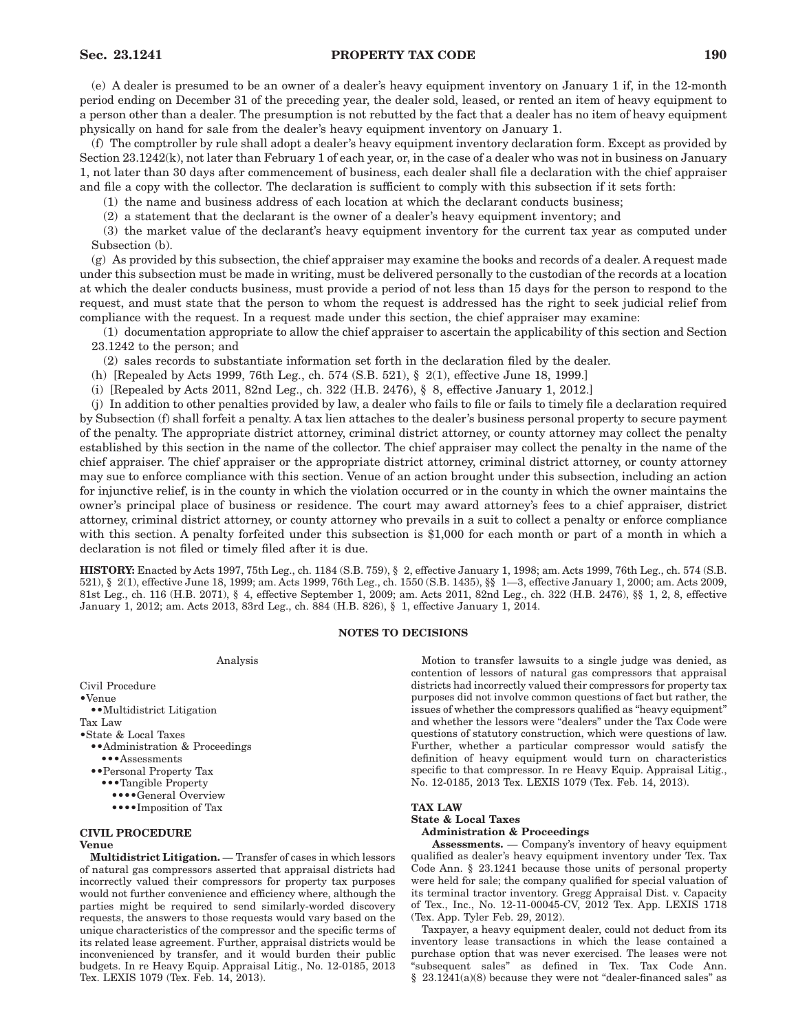(e) A dealer is presumed to be an owner of a dealer's heavy equipment inventory on January 1 if, in the 12-month period ending on December 31 of the preceding year, the dealer sold, leased, or rented an item of heavy equipment to a person other than a dealer. The presumption is not rebutted by the fact that a dealer has no item of heavy equipment physically on hand for sale from the dealer's heavy equipment inventory on January 1.

(f) The comptroller by rule shall adopt a dealer's heavy equipment inventory declaration form. Except as provided by Section 23.1242(k), not later than February 1 of each year, or, in the case of a dealer who was not in business on January 1, not later than 30 days after commencement of business, each dealer shall file a declaration with the chief appraiser and file a copy with the collector. The declaration is sufficient to comply with this subsection if it sets forth:

(1) the name and business address of each location at which the declarant conducts business;

(2) a statement that the declarant is the owner of a dealer's heavy equipment inventory; and

(3) the market value of the declarant's heavy equipment inventory for the current tax year as computed under Subsection (b).

(g) As provided by this subsection, the chief appraiser may examine the books and records of a dealer. A request made under this subsection must be made in writing, must be delivered personally to the custodian of the records at a location at which the dealer conducts business, must provide a period of not less than 15 days for the person to respond to the request, and must state that the person to whom the request is addressed has the right to seek judicial relief from compliance with the request. In a request made under this section, the chief appraiser may examine:

(1) documentation appropriate to allow the chief appraiser to ascertain the applicability of this section and Section 23.1242 to the person; and

(2) sales records to substantiate information set forth in the declaration filed by the dealer.

(h) [Repealed by Acts 1999, 76th Leg., ch. 574 (S.B. 521), § 2(1), effective June 18, 1999.]

(i) [Repealed by Acts 2011, 82nd Leg., ch. 322 (H.B. 2476), § 8, effective January 1, 2012.]

(j) In addition to other penalties provided by law, a dealer who fails to file or fails to timely file a declaration required by Subsection (f) shall forfeit a penalty. A tax lien attaches to the dealer's business personal property to secure payment of the penalty. The appropriate district attorney, criminal district attorney, or county attorney may collect the penalty established by this section in the name of the collector. The chief appraiser may collect the penalty in the name of the chief appraiser. The chief appraiser or the appropriate district attorney, criminal district attorney, or county attorney may sue to enforce compliance with this section. Venue of an action brought under this subsection, including an action for injunctive relief, is in the county in which the violation occurred or in the county in which the owner maintains the owner's principal place of business or residence. The court may award attorney's fees to a chief appraiser, district attorney, criminal district attorney, or county attorney who prevails in a suit to collect a penalty or enforce compliance with this section. A penalty forfeited under this subsection is $1,000 for each month or part of a month in which a declaration is not filed or timely filed after it is due.

**HISTORY:** Enacted by Acts 1997, 75th Leg., ch. 1184 (S.B. 759), § 2, effective January 1, 1998; am. Acts 1999, 76th Leg., ch. 574 (S.B. 521), § 2(1), effective June 18, 1999; am. Acts 1999, 76th Leg., ch. 1550 (S.B. 1435), §§ 1—3, effective January 1, 2000; am. Acts 2009, 81st Leg., ch. 116 (H.B. 2071), § 4, effective September 1, 2009; am. Acts 2011, 82nd Leg., ch. 322 (H.B. 2476), §§ 1, 2, 8, effective January 1, 2012; am. Acts 2013, 83rd Leg., ch. 884 (H.B. 826), § 1, effective January 1, 2014.

## NOTES TO DECISIONS

Analysis

Civil Procedure
•Venue
••Multidistrict Litigation
Tax Law
•State & Local Taxes
••Administration & Proceedings
•••Assessments
••Personal Property Tax
•••Tangible Property
••••General Overview
••••Imposition of Tax

**CIVIL PROCEDURE**
**Venue**

**Multidistrict Litigation.** — Transfer of cases in which lessors of natural gas compressors asserted that appraisal districts had incorrectly valued their compressors for property tax purposes would not further convenience and efficiency where, although the parties might be required to send similarly-worded discovery requests, the answers to those requests would vary based on the unique characteristics of the compressor and the specific terms of its related lease agreement. Further, appraisal districts would be inconvenienced by transfer, and it would burden their public budgets. In re Heavy Equip. Appraisal Litig., No. 12-0185, 2013 Tex. LEXIS 1079 (Tex. Feb. 14, 2013).

Motion to transfer lawsuits to a single judge was denied, as contention of lessors of natural gas compressors that appraisal districts had incorrectly valued their compressors for property tax purposes did not involve common questions of fact but rather, the issues of whether the compressors qualified as "heavy equipment" and whether the lessors were "dealers" under the Tax Code were questions of statutory construction, which were questions of law. Further, whether a particular compressor would satisfy the definition of heavy equipment would turn on characteristics specific to that compressor. In re Heavy Equip. Appraisal Litig., No. 12-0185, 2013 Tex. LEXIS 1079 (Tex. Feb. 14, 2013).

**TAX LAW**
**State & Local Taxes**
**Administration & Proceedings**

**Assessments.** — Company's inventory of heavy equipment qualified as dealer's heavy equipment inventory under Tex. Tax Code Ann. § 23.1241 because those units of personal property were held for sale; the company qualified for special valuation of its terminal tractor inventory. Gregg Appraisal Dist. v. Capacity of Tex., Inc., No. 12-11-00045-CV, 2012 Tex. App. LEXIS 1718 (Tex. App. Tyler Feb. 29, 2012).

Taxpayer, a heavy equipment dealer, could not deduct from its inventory lease transactions in which the lease contained a purchase option that was never exercised. The leases were not "subsequent sales" as defined in Tex. Tax Code Ann. § 23.1241(a)(8) because they were not "dealer-financed sales" as